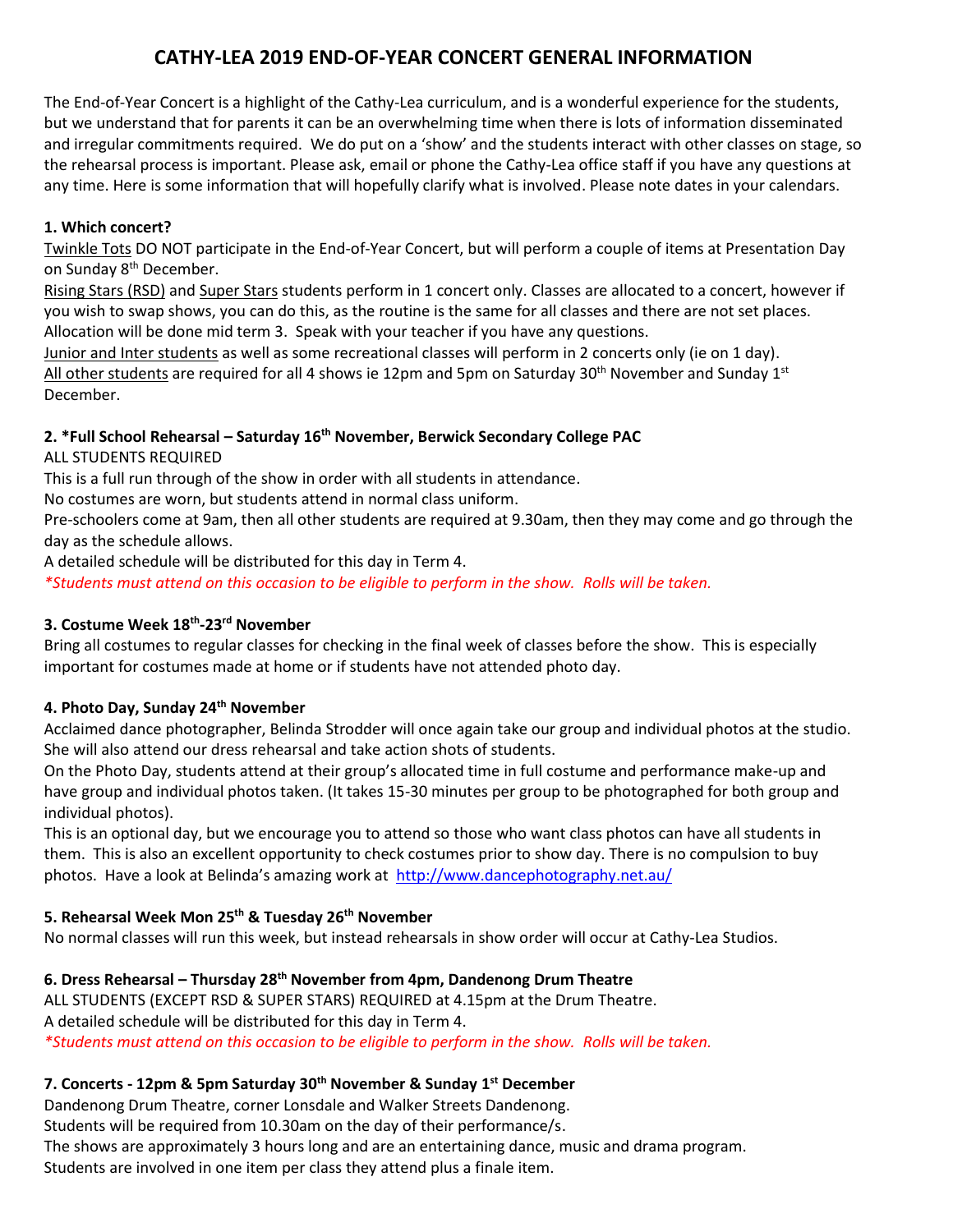# CATHY-LEA 2019 END-OF-YEAR CONCERT GENERAL INFORMATION

The End-of-Year Concert is a highlight of the Cathy-Lea curriculum, and is a wonderful experience for the students, but we understand that for parents it can be an overwhelming time when there is lots of information disseminated and irregular commitments required. We do put on a 'show' and the students interact with other classes on stage, so the rehearsal process is important. Please ask, email or phone the Cathy-Lea office staff if you have any questions at any time. Here is some information that will hopefully clarify what is involved. Please note dates in your calendars.

**1. Which concert?**

Twinkle Tots DO NOT participate in the End-of-Year Concert, but will perform a couple of items at Presentation Day on Sunday 8th December.

Rising Stars (RSD) and Super Stars students perform in 1 concert only. Classes are allocated to a concert, however if you wish to swap shows, you can do this, as the routine is the same for all classes and there are not set places. Allocation will be done mid term 3. Speak with your teacher if you have any questions.

Junior and Inter students as well as some recreational classes will perform in 2 concerts only (ie on 1 day).

All other students are required for all 4 shows ie 12pm and 5pm on Saturday 30th November and Sunday 1st December.

**2. *Full School Rehearsal – Saturday 16th November, Berwick Secondary College PAC**

ALL STUDENTS REQUIRED

This is a full run through of the show in order with all students in attendance.

No costumes are worn, but students attend in normal class uniform.

Pre-schoolers come at 9am, then all other students are required at 9.30am, then they may come and go through the day as the schedule allows.

A detailed schedule will be distributed for this day in Term 4.

*\*Students must attend on this occasion to be eligible to perform in the show. Rolls will be taken.*

**3. Costume Week 18th-23rd November**

Bring all costumes to regular classes for checking in the final week of classes before the show. This is especially important for costumes made at home or if students have not attended photo day.

**4. Photo Day, Sunday 24th November**

Acclaimed dance photographer, Belinda Strodder will once again take our group and individual photos at the studio. She will also attend our dress rehearsal and take action shots of students.

On the Photo Day, students attend at their group's allocated time in full costume and performance make-up and have group and individual photos taken. (It takes 15-30 minutes per group to be photographed for both group and individual photos).

This is an optional day, but we encourage you to attend so those who want class photos can have all students in them. This is also an excellent opportunity to check costumes prior to show day. There is no compulsion to buy photos. Have a look at Belinda's amazing work at http://www.dancephotography.net.au/

**5. Rehearsal Week Mon 25th & Tuesday 26th November**

No normal classes will run this week, but instead rehearsals in show order will occur at Cathy-Lea Studios.

**6. Dress Rehearsal – Thursday 28th November from 4pm, Dandenong Drum Theatre**

ALL STUDENTS (EXCEPT RSD & SUPER STARS) REQUIRED at 4.15pm at the Drum Theatre.

A detailed schedule will be distributed for this day in Term 4.

*\*Students must attend on this occasion to be eligible to perform in the show. Rolls will be taken.*

**7. Concerts - 12pm & 5pm Saturday 30th November & Sunday 1st December**

Dandenong Drum Theatre, corner Lonsdale and Walker Streets Dandenong.

Students will be required from 10.30am on the day of their performance/s.

The shows are approximately 3 hours long and are an entertaining dance, music and drama program.

Students are involved in one item per class they attend plus a finale item.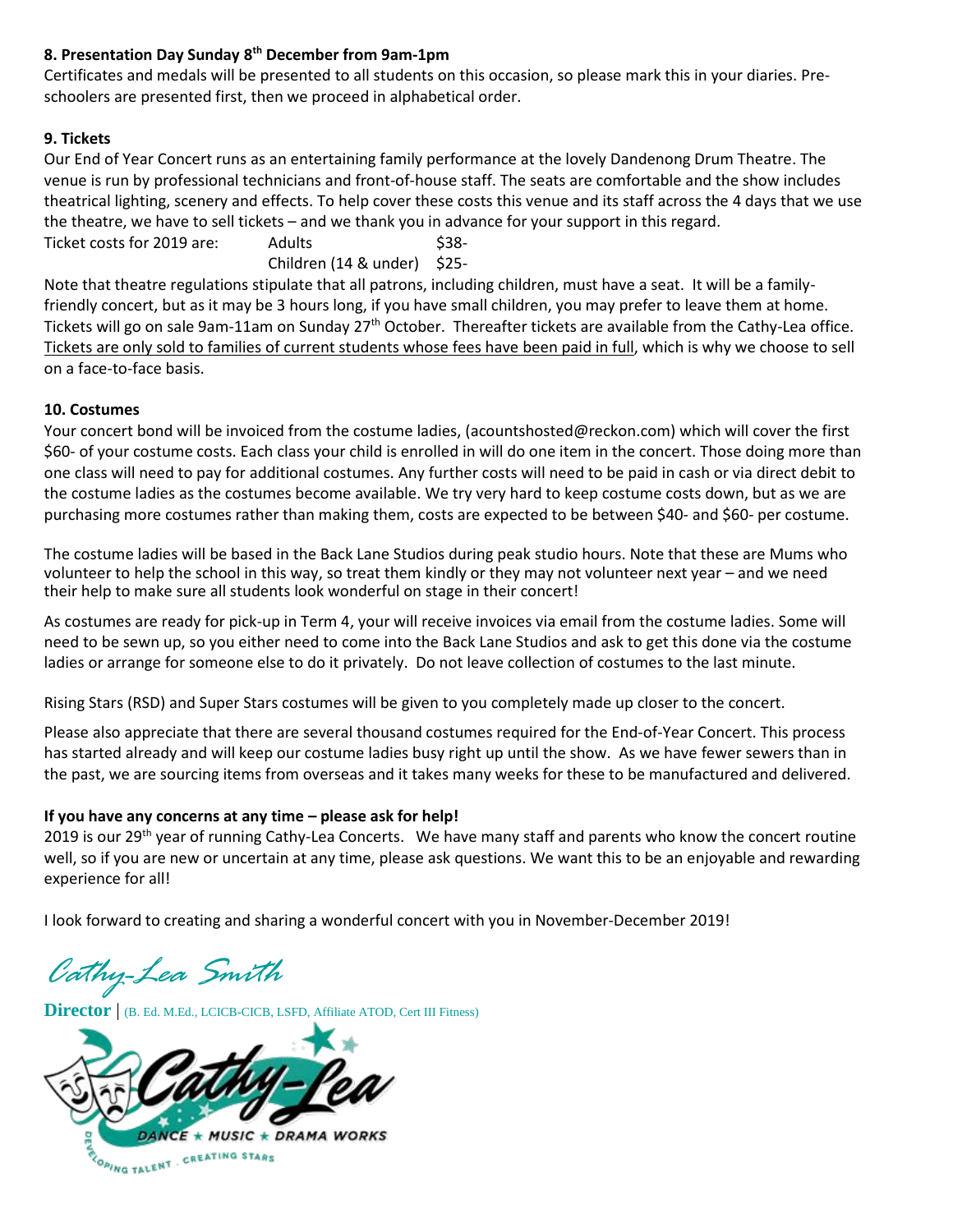**8. Presentation Day Sunday 8th December from 9am-1pm**

Certificates and medals will be presented to all students on this occasion, so please mark this in your diaries. Pre-schoolers are presented first, then we proceed in alphabetical order.

**9. Tickets**

Our End of Year Concert runs as an entertaining family performance at the lovely Dandenong Drum Theatre. The venue is run by professional technicians and front-of-house staff. The seats are comfortable and the show includes theatrical lighting, scenery and effects. To help cover these costs this venue and its staff across the 4 days that we use the theatre, we have to sell tickets – and we thank you in advance for your support in this regard.

| | | |
|---|---|---|
| Ticket costs for 2019 are: | Adults | $38- |
| | Children (14 & under) | $25- |

Note that theatre regulations stipulate that all patrons, including children, must have a seat. It will be a family-friendly concert, but as it may be 3 hours long, if you have small children, you may prefer to leave them at home. Tickets will go on sale 9am-11am on Sunday 27th October. Thereafter tickets are available from the Cathy-Lea office. Tickets are only sold to families of current students whose fees have been paid in full, which is why we choose to sell on a face-to-face basis.

**10. Costumes**

Your concert bond will be invoiced from the costume ladies, (acountshosted@reckon.com) which will cover the first $60- of your costume costs. Each class your child is enrolled in will do one item in the concert. Those doing more than one class will need to pay for additional costumes. Any further costs will need to be paid in cash or via direct debit to the costume ladies as the costumes become available. We try very hard to keep costume costs down, but as we are purchasing more costumes rather than making them, costs are expected to be between $40- and $60- per costume.

The costume ladies will be based in the Back Lane Studios during peak studio hours. Note that these are Mums who volunteer to help the school in this way, so treat them kindly or they may not volunteer next year – and we need their help to make sure all students look wonderful on stage in their concert!

As costumes are ready for pick-up in Term 4, your will receive invoices via email from the costume ladies. Some will need to be sewn up, so you either need to come into the Back Lane Studios and ask to get this done via the costume ladies or arrange for someone else to do it privately. Do not leave collection of costumes to the last minute.

Rising Stars (RSD) and Super Stars costumes will be given to you completely made up closer to the concert.

Please also appreciate that there are several thousand costumes required for the End-of-Year Concert. This process has started already and will keep our costume ladies busy right up until the show. As we have fewer sewers than in the past, we are sourcing items from overseas and it takes many weeks for these to be manufactured and delivered.

**If you have any concerns at any time – please ask for help!**

2019 is our 29th year of running Cathy-Lea Concerts. We have many staff and parents who know the concert routine well, so if you are new or uncertain at any time, please ask questions. We want this to be an enjoyable and rewarding experience for all!

I look forward to creating and sharing a wonderful concert with you in November-December 2019!

*Cathy-Lea Smith*

**Director** | (B. Ed. M.Ed., LCICB-CICB, LSFD, Affiliate ATOD, Cert III Fitness)

Cathy-Lea

DANCE ★ MUSIC ★ DRAMA WORKS

DEVELOPING TALENT . CREATING STARS